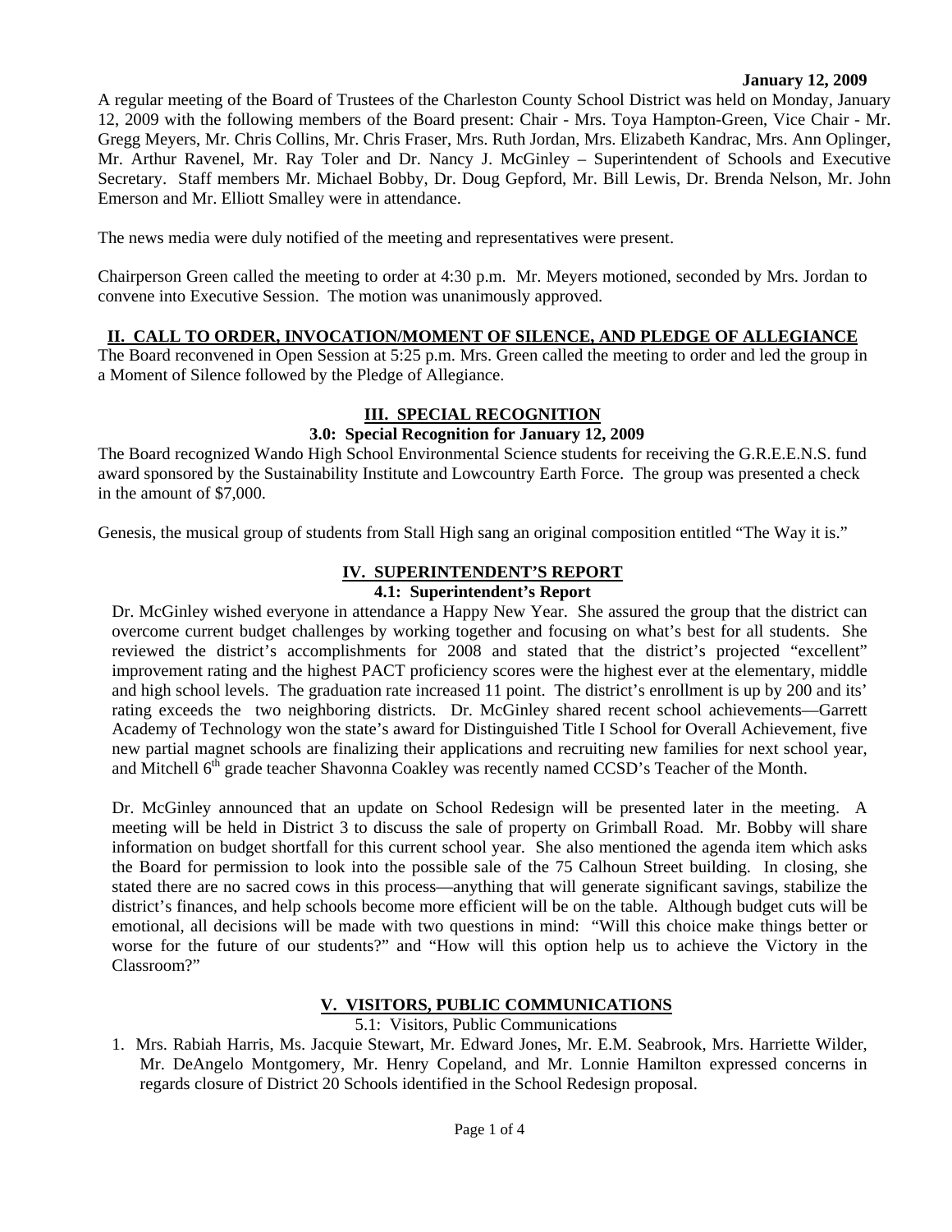**January 12, 2009**

A regular meeting of the Board of Trustees of the Charleston County School District was held on Monday, January 12, 2009 with the following members of the Board present: Chair - Mrs. Toya Hampton-Green, Vice Chair - Mr. Gregg Meyers, Mr. Chris Collins, Mr. Chris Fraser, Mrs. Ruth Jordan, Mrs. Elizabeth Kandrac, Mrs. Ann Oplinger, Mr. Arthur Ravenel, Mr. Ray Toler and Dr. Nancy J. McGinley – Superintendent of Schools and Executive Secretary. Staff members Mr. Michael Bobby, Dr. Doug Gepford, Mr. Bill Lewis, Dr. Brenda Nelson, Mr. John Emerson and Mr. Elliott Smalley were in attendance.

The news media were duly notified of the meeting and representatives were present.

Chairperson Green called the meeting to order at 4:30 p.m. Mr. Meyers motioned, seconded by Mrs. Jordan to convene into Executive Session. The motion was unanimously approved.

## II. CALL TO ORDER, INVOCATION/MOMENT OF SILENCE, AND PLEDGE OF ALLEGIANCE

The Board reconvened in Open Session at 5:25 p.m. Mrs. Green called the meeting to order and led the group in a Moment of Silence followed by the Pledge of Allegiance.

## III. SPECIAL RECOGNITION

### 3.0: Special Recognition for January 12, 2009

The Board recognized Wando High School Environmental Science students for receiving the G.R.E.E.N.S. fund award sponsored by the Sustainability Institute and Lowcountry Earth Force. The group was presented a check in the amount of $7,000.

Genesis, the musical group of students from Stall High sang an original composition entitled "The Way it is."

## IV. SUPERINTENDENT'S REPORT

### 4.1: Superintendent's Report

Dr. McGinley wished everyone in attendance a Happy New Year. She assured the group that the district can overcome current budget challenges by working together and focusing on what's best for all students. She reviewed the district's accomplishments for 2008 and stated that the district's projected "excellent" improvement rating and the highest PACT proficiency scores were the highest ever at the elementary, middle and high school levels. The graduation rate increased 11 point. The district's enrollment is up by 200 and its' rating exceeds the two neighboring districts. Dr. McGinley shared recent school achievements—Garrett Academy of Technology won the state's award for Distinguished Title I School for Overall Achievement, five new partial magnet schools are finalizing their applications and recruiting new families for next school year, and Mitchell 6th grade teacher Shavonna Coakley was recently named CCSD's Teacher of the Month.

Dr. McGinley announced that an update on School Redesign will be presented later in the meeting. A meeting will be held in District 3 to discuss the sale of property on Grimball Road. Mr. Bobby will share information on budget shortfall for this current school year. She also mentioned the agenda item which asks the Board for permission to look into the possible sale of the 75 Calhoun Street building. In closing, she stated there are no sacred cows in this process—anything that will generate significant savings, stabilize the district's finances, and help schools become more efficient will be on the table. Although budget cuts will be emotional, all decisions will be made with two questions in mind: "Will this choice make things better or worse for the future of our students?" and "How will this option help us to achieve the Victory in the Classroom?"

## V. VISITORS, PUBLIC COMMUNICATIONS

5.1: Visitors, Public Communications

1. Mrs. Rabiah Harris, Ms. Jacquie Stewart, Mr. Edward Jones, Mr. E.M. Seabrook, Mrs. Harriette Wilder, Mr. DeAngelo Montgomery, Mr. Henry Copeland, and Mr. Lonnie Hamilton expressed concerns in regards closure of District 20 Schools identified in the School Redesign proposal.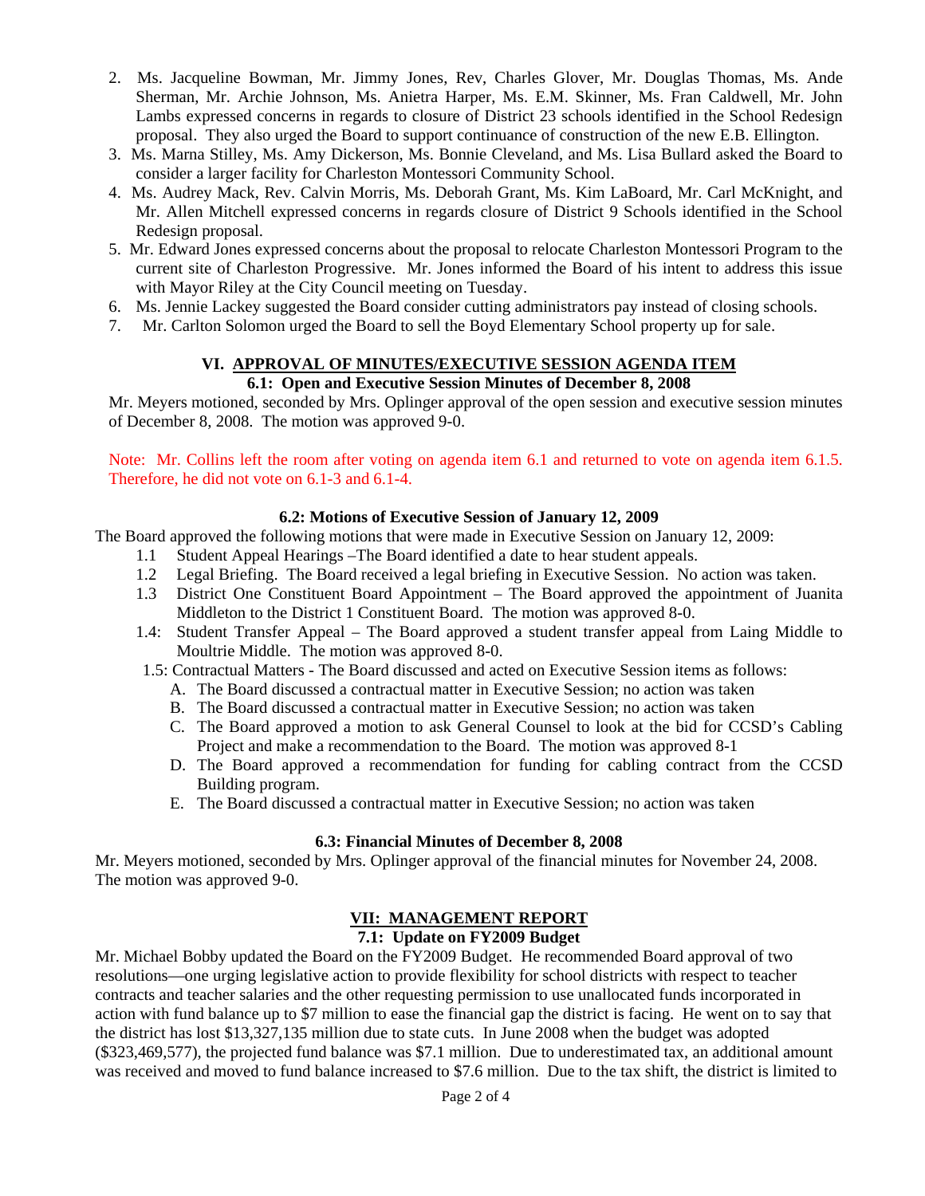2. Ms. Jacqueline Bowman, Mr. Jimmy Jones, Rev, Charles Glover, Mr. Douglas Thomas, Ms. Ande Sherman, Mr. Archie Johnson, Ms. Anietra Harper, Ms. E.M. Skinner, Ms. Fran Caldwell, Mr. John Lambs expressed concerns in regards to closure of District 23 schools identified in the School Redesign proposal. They also urged the Board to support continuance of construction of the new E.B. Ellington.
3. Ms. Marna Stilley, Ms. Amy Dickerson, Ms. Bonnie Cleveland, and Ms. Lisa Bullard asked the Board to consider a larger facility for Charleston Montessori Community School.
4. Ms. Audrey Mack, Rev. Calvin Morris, Ms. Deborah Grant, Ms. Kim LaBoard, Mr. Carl McKnight, and Mr. Allen Mitchell expressed concerns in regards closure of District 9 Schools identified in the School Redesign proposal.
5. Mr. Edward Jones expressed concerns about the proposal to relocate Charleston Montessori Program to the current site of Charleston Progressive. Mr. Jones informed the Board of his intent to address this issue with Mayor Riley at the City Council meeting on Tuesday.
6. Ms. Jennie Lackey suggested the Board consider cutting administrators pay instead of closing schools.
7. Mr. Carlton Solomon urged the Board to sell the Boyd Elementary School property up for sale.

## VI. APPROVAL OF MINUTES/EXECUTIVE SESSION AGENDA ITEM

### 6.1: Open and Executive Session Minutes of December 8, 2008

Mr. Meyers motioned, seconded by Mrs. Oplinger approval of the open session and executive session minutes of December 8, 2008. The motion was approved 9-0.

Note: Mr. Collins left the room after voting on agenda item 6.1 and returned to vote on agenda item 6.1.5. Therefore, he did not vote on 6.1-3 and 6.1-4.

### 6.2: Motions of Executive Session of January 12, 2009

The Board approved the following motions that were made in Executive Session on January 12, 2009:

- 1.1 Student Appeal Hearings –The Board identified a date to hear student appeals.
- 1.2 Legal Briefing. The Board received a legal briefing in Executive Session. No action was taken.
- 1.3 District One Constituent Board Appointment – The Board approved the appointment of Juanita Middleton to the District 1 Constituent Board. The motion was approved 8-0.
- 1.4: Student Transfer Appeal – The Board approved a student transfer appeal from Laing Middle to Moultrie Middle. The motion was approved 8-0.
- 1.5: Contractual Matters - The Board discussed and acted on Executive Session items as follows:
  - A. The Board discussed a contractual matter in Executive Session; no action was taken
  - B. The Board discussed a contractual matter in Executive Session; no action was taken
  - C. The Board approved a motion to ask General Counsel to look at the bid for CCSD's Cabling Project and make a recommendation to the Board. The motion was approved 8-1
  - D. The Board approved a recommendation for funding for cabling contract from the CCSD Building program.
  - E. The Board discussed a contractual matter in Executive Session; no action was taken

### 6.3: Financial Minutes of December 8, 2008

Mr. Meyers motioned, seconded by Mrs. Oplinger approval of the financial minutes for November 24, 2008. The motion was approved 9-0.

## VII: MANAGEMENT REPORT

### 7.1: Update on FY2009 Budget

Mr. Michael Bobby updated the Board on the FY2009 Budget. He recommended Board approval of two resolutions—one urging legislative action to provide flexibility for school districts with respect to teacher contracts and teacher salaries and the other requesting permission to use unallocated funds incorporated in action with fund balance up to $7 million to ease the financial gap the district is facing. He went on to say that the district has lost $13,327,135 million due to state cuts. In June 2008 when the budget was adopted ($323,469,577), the projected fund balance was $7.1 million. Due to underestimated tax, an additional amount was received and moved to fund balance increased to $7.6 million. Due to the tax shift, the district is limited to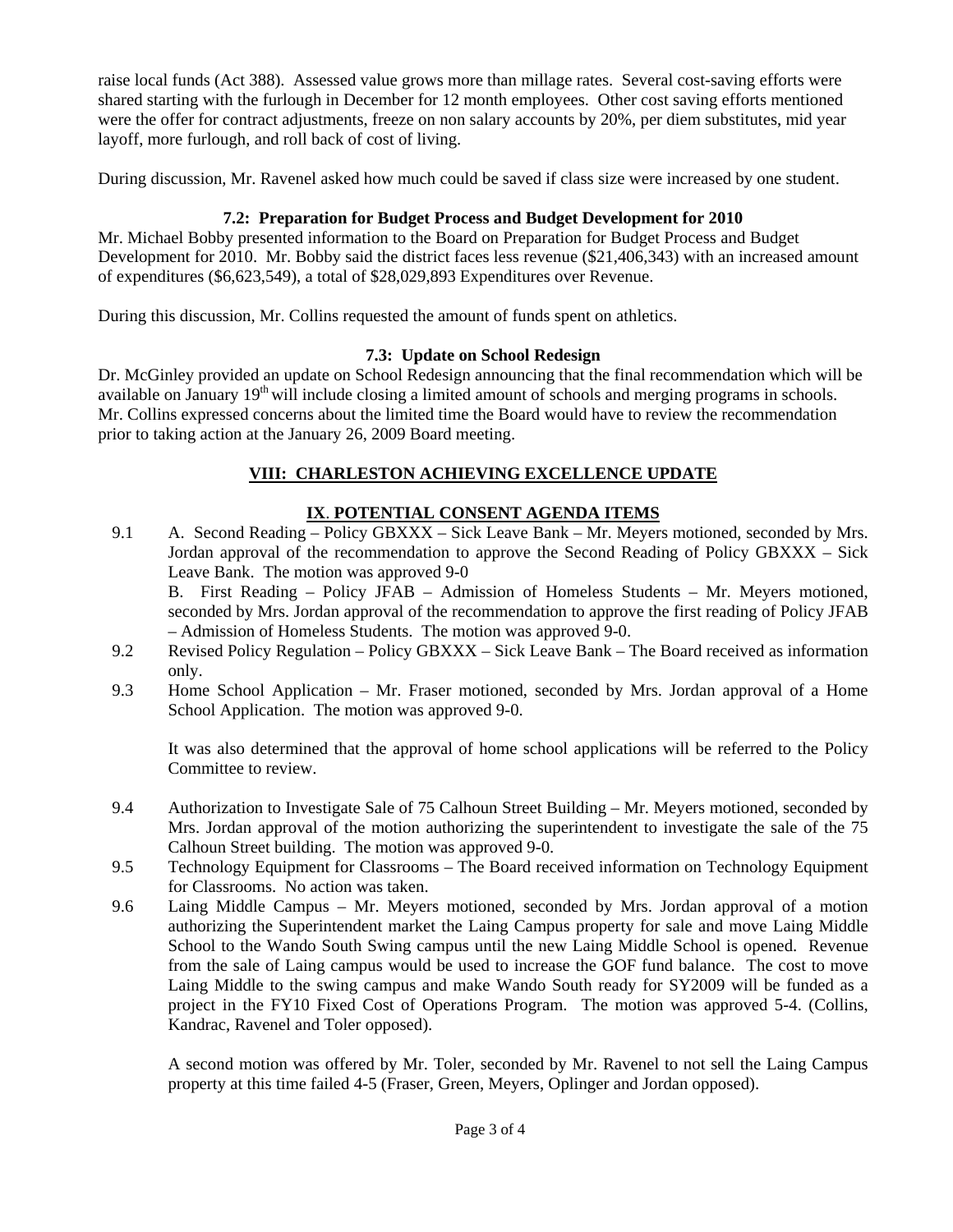raise local funds (Act 388). Assessed value grows more than millage rates. Several cost-saving efforts were shared starting with the furlough in December for 12 month employees. Other cost saving efforts mentioned were the offer for contract adjustments, freeze on non salary accounts by 20%, per diem substitutes, mid year layoff, more furlough, and roll back of cost of living.

During discussion, Mr. Ravenel asked how much could be saved if class size were increased by one student.

**7.2: Preparation for Budget Process and Budget Development for 2010**

Mr. Michael Bobby presented information to the Board on Preparation for Budget Process and Budget Development for 2010. Mr. Bobby said the district faces less revenue ($21,406,343) with an increased amount of expenditures ($6,623,549), a total of $28,029,893 Expenditures over Revenue.

During this discussion, Mr. Collins requested the amount of funds spent on athletics.

**7.3: Update on School Redesign**

Dr. McGinley provided an update on School Redesign announcing that the final recommendation which will be available on January 19th will include closing a limited amount of schools and merging programs in schools. Mr. Collins expressed concerns about the limited time the Board would have to review the recommendation prior to taking action at the January 26, 2009 Board meeting.

## VIII: CHARLESTON ACHIEVING EXCELLENCE UPDATE

## IX. POTENTIAL CONSENT AGENDA ITEMS

9.1 A. Second Reading – Policy GBXXX – Sick Leave Bank – Mr. Meyers motioned, seconded by Mrs. Jordan approval of the recommendation to approve the Second Reading of Policy GBXXX – Sick Leave Bank. The motion was approved 9-0

B. First Reading – Policy JFAB – Admission of Homeless Students – Mr. Meyers motioned, seconded by Mrs. Jordan approval of the recommendation to approve the first reading of Policy JFAB – Admission of Homeless Students. The motion was approved 9-0.

9.2 Revised Policy Regulation – Policy GBXXX – Sick Leave Bank – The Board received as information only.

9.3 Home School Application – Mr. Fraser motioned, seconded by Mrs. Jordan approval of a Home School Application. The motion was approved 9-0.

It was also determined that the approval of home school applications will be referred to the Policy Committee to review.

9.4 Authorization to Investigate Sale of 75 Calhoun Street Building – Mr. Meyers motioned, seconded by Mrs. Jordan approval of the motion authorizing the superintendent to investigate the sale of the 75 Calhoun Street building. The motion was approved 9-0.

9.5 Technology Equipment for Classrooms – The Board received information on Technology Equipment for Classrooms. No action was taken.

9.6 Laing Middle Campus – Mr. Meyers motioned, seconded by Mrs. Jordan approval of a motion authorizing the Superintendent market the Laing Campus property for sale and move Laing Middle School to the Wando South Swing campus until the new Laing Middle School is opened. Revenue from the sale of Laing campus would be used to increase the GOF fund balance. The cost to move Laing Middle to the swing campus and make Wando South ready for SY2009 will be funded as a project in the FY10 Fixed Cost of Operations Program. The motion was approved 5-4. (Collins, Kandrac, Ravenel and Toler opposed).

A second motion was offered by Mr. Toler, seconded by Mr. Ravenel to not sell the Laing Campus property at this time failed 4-5 (Fraser, Green, Meyers, Oplinger and Jordan opposed).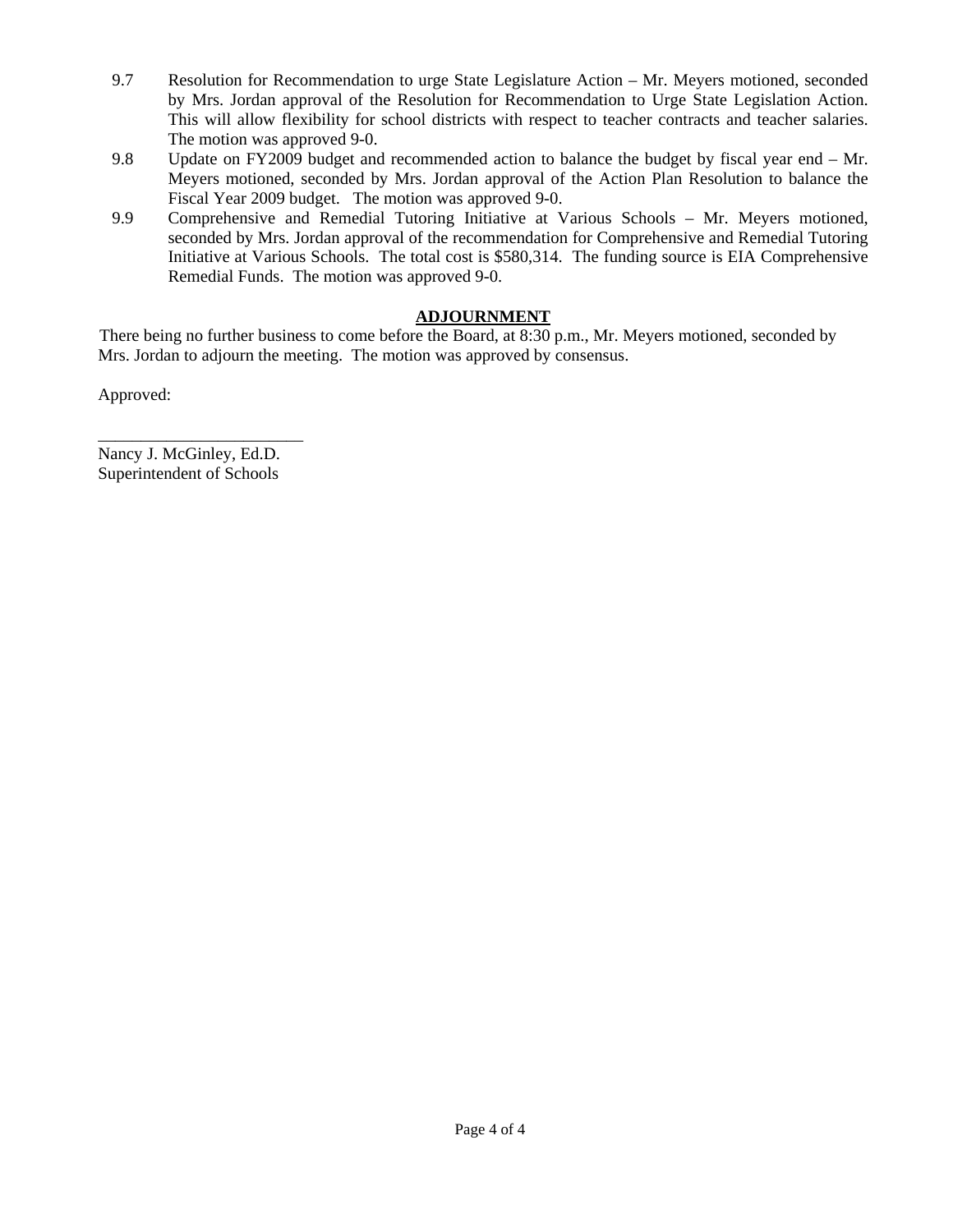9.7 Resolution for Recommendation to urge State Legislature Action – Mr. Meyers motioned, seconded by Mrs. Jordan approval of the Resolution for Recommendation to Urge State Legislation Action. This will allow flexibility for school districts with respect to teacher contracts and teacher salaries. The motion was approved 9-0.

9.8 Update on FY2009 budget and recommended action to balance the budget by fiscal year end – Mr. Meyers motioned, seconded by Mrs. Jordan approval of the Action Plan Resolution to balance the Fiscal Year 2009 budget. The motion was approved 9-0.

9.9 Comprehensive and Remedial Tutoring Initiative at Various Schools – Mr. Meyers motioned, seconded by Mrs. Jordan approval of the recommendation for Comprehensive and Remedial Tutoring Initiative at Various Schools. The total cost is $580,314. The funding source is EIA Comprehensive Remedial Funds. The motion was approved 9-0.

## ADJOURNMENT

There being no further business to come before the Board, at 8:30 p.m., Mr. Meyers motioned, seconded by Mrs. Jordan to adjourn the meeting. The motion was approved by consensus.

Approved:

________________________

Nancy J. McGinley, Ed.D.
Superintendent of Schools